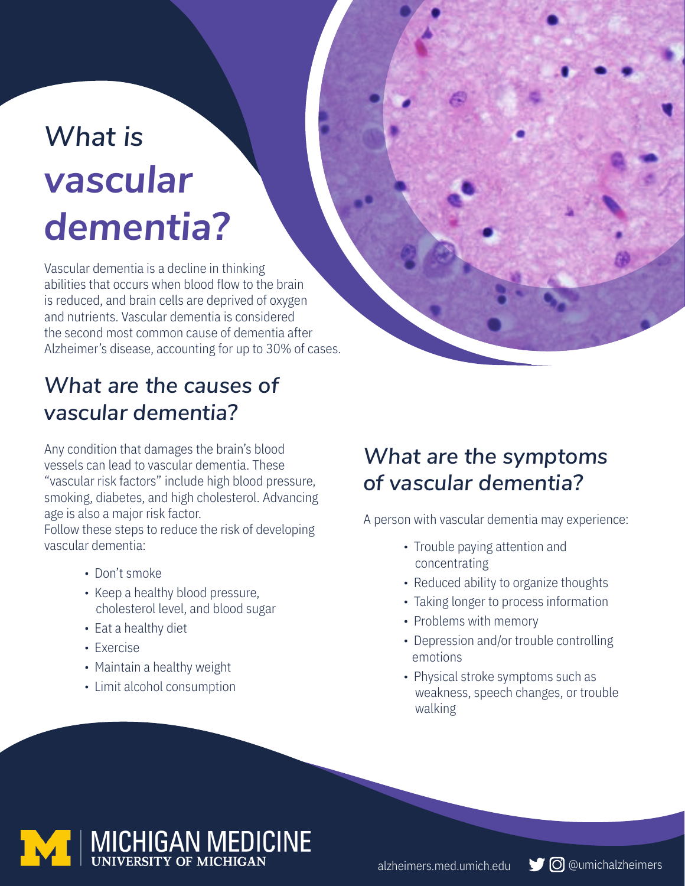# What is *vascular dementia?*

Vascular dementia is a decline in thinking abilities that occurs when blood flow to the brain is reduced, and brain cells are deprived of oxygen and nutrients. Vascular dementia is considered the second most common cause of dementia after Alzheimer's disease, accounting for up to 30% of cases.

## What are the causes of vascular dementia?

Any condition that damages the brain's blood vessels can lead to vascular dementia. These "vascular risk factors" include high blood pressure, smoking, diabetes, and high cholesterol. Advancing age is also a major risk factor.

Follow these steps to reduce the risk of developing vascular dementia:

- Don't smoke
- Keep a healthy blood pressure, cholesterol level, and blood sugar
- Eat a healthy diet
- Exercise
- Maintain a healthy weight
- Limit alcohol consumption

## What are the symptoms of vascular dementia?

A person with vascular dementia may experience:

- Trouble paying attention and concentrating
- Reduced ability to organize thoughts
- Taking longer to process information
- Problems with memory
- Depression and/or trouble controlling emotions
- Physical stroke symptoms such as weakness, speech changes, or trouble walking

MICHIGAN MEDICINE
UNIVERSITY OF MICHIGAN

alzheimers.med.umich.edu @umichalzheimers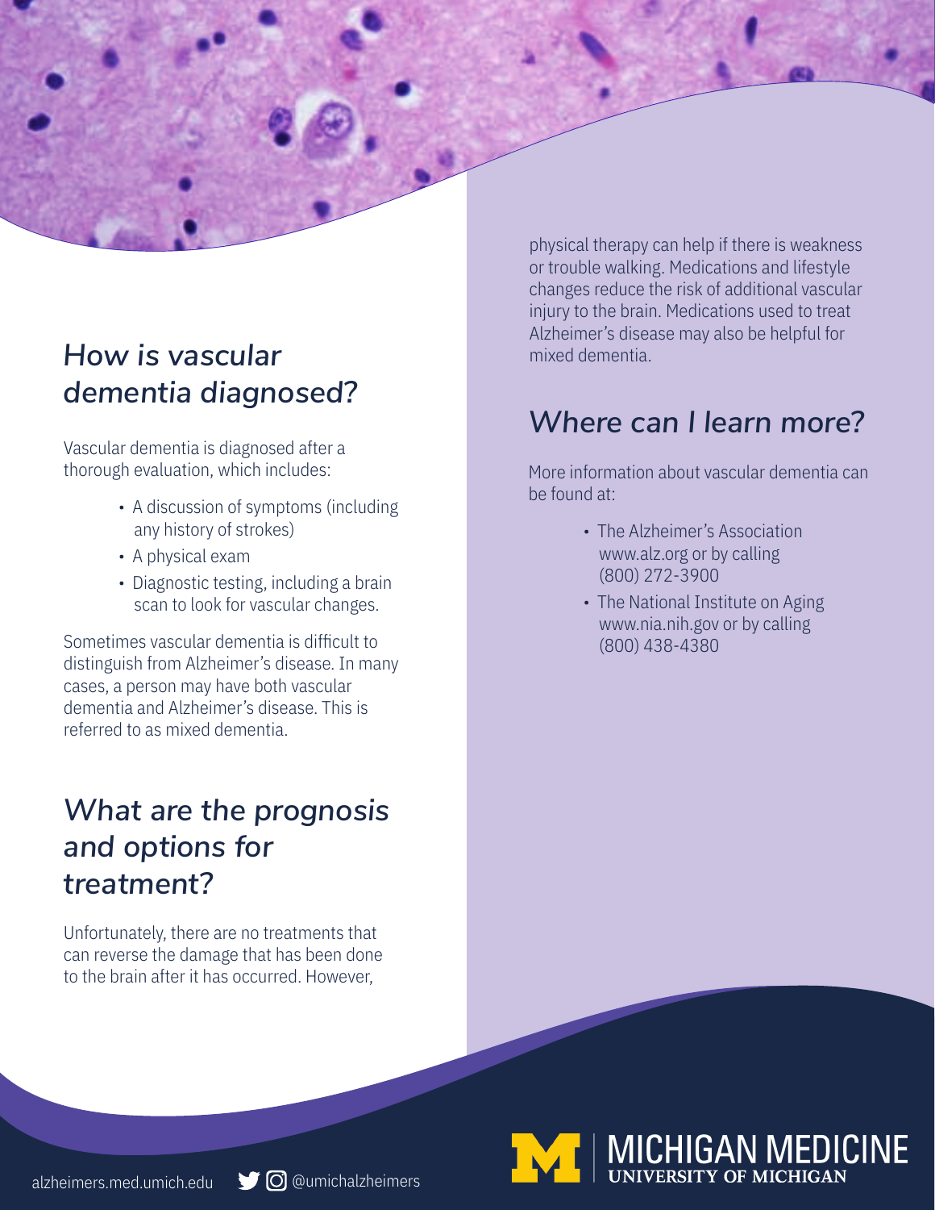## How is vascular dementia diagnosed?

Vascular dementia is diagnosed after a thorough evaluation, which includes:

- A discussion of symptoms (including any history of strokes)
- A physical exam
- Diagnostic testing, including a brain scan to look for vascular changes.

Sometimes vascular dementia is difficult to distinguish from Alzheimer's disease. In many cases, a person may have both vascular dementia and Alzheimer's disease. This is referred to as mixed dementia.

## What are the prognosis and options for treatment?

Unfortunately, there are no treatments that can reverse the damage that has been done to the brain after it has occurred. However, physical therapy can help if there is weakness or trouble walking. Medications and lifestyle changes reduce the risk of additional vascular injury to the brain. Medications used to treat Alzheimer's disease may also be helpful for mixed dementia.

## Where can I learn more?

More information about vascular dementia can be found at:

- The Alzheimer's Association www.alz.org or by calling (800) 272-3900
- The National Institute on Aging www.nia.nih.gov or by calling (800) 438-4380

alzheimers.med.umich.edu @umichalzheimers

MICHIGAN MEDICINE
UNIVERSITY OF MICHIGAN